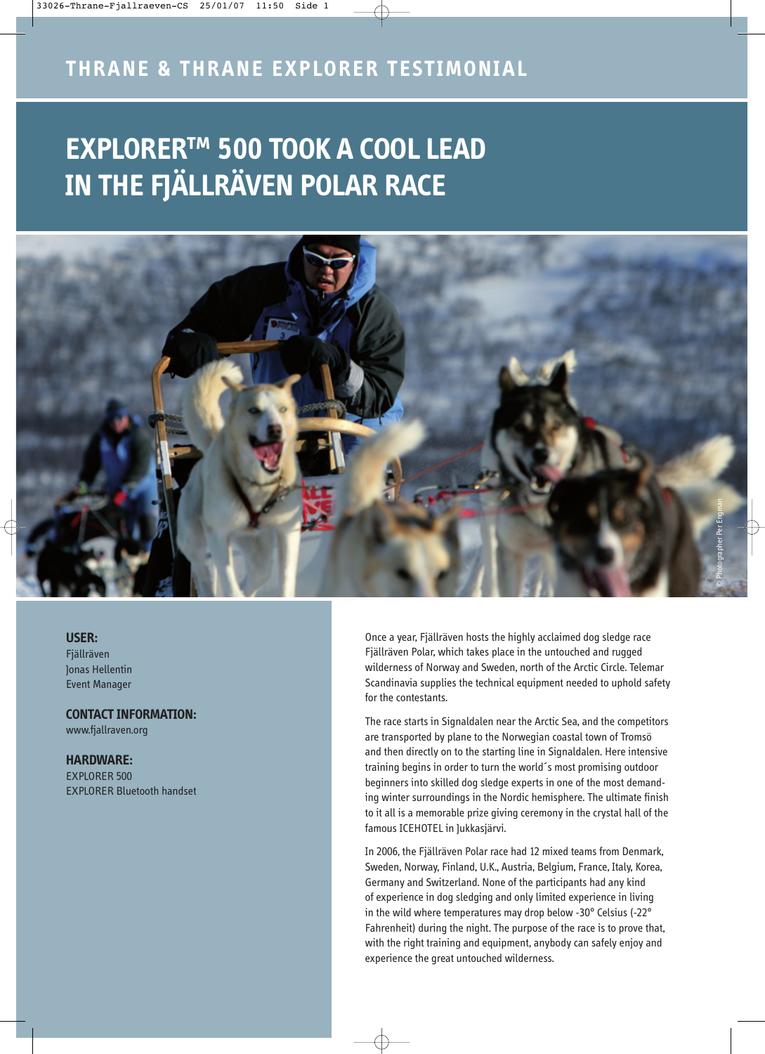THRANE & THRANE EXPLORER TESTIMONIAL

# EXPLORER™ 500 TOOK A COOL LEAD IN THE FJÄLLRÄVEN POLAR RACE

© Photographer Per Engman

**USER:**
Fjällräven
Jonas Hellentin
Event Manager

**CONTACT INFORMATION:**
www.fjallraven.org

**HARDWARE:**
EXPLORER 500
EXPLORER Bluetooth handset

Once a year, Fjällräven hosts the highly acclaimed dog sledge race Fjällräven Polar, which takes place in the untouched and rugged wilderness of Norway and Sweden, north of the Arctic Circle. Telemar Scandinavia supplies the technical equipment needed to uphold safety for the contestants.

The race starts in Signaldalen near the Arctic Sea, and the competitors are transported by plane to the Norwegian coastal town of Tromsö and then directly on to the starting line in Signaldalen. Here intensive training begins in order to turn the world´s most promising outdoor beginners into skilled dog sledge experts in one of the most demanding winter surroundings in the Nordic hemisphere. The ultimate finish to it all is a memorable prize giving ceremony in the crystal hall of the famous ICEHOTEL in Jukkasjärvi.

In 2006, the Fjällräven Polar race had 12 mixed teams from Denmark, Sweden, Norway, Finland, U.K., Austria, Belgium, France, Italy, Korea, Germany and Switzerland. None of the participants had any kind of experience in dog sledging and only limited experience in living in the wild where temperatures may drop below -30° Celsius (-22° Fahrenheit) during the night. The purpose of the race is to prove that, with the right training and equipment, anybody can safely enjoy and experience the great untouched wilderness.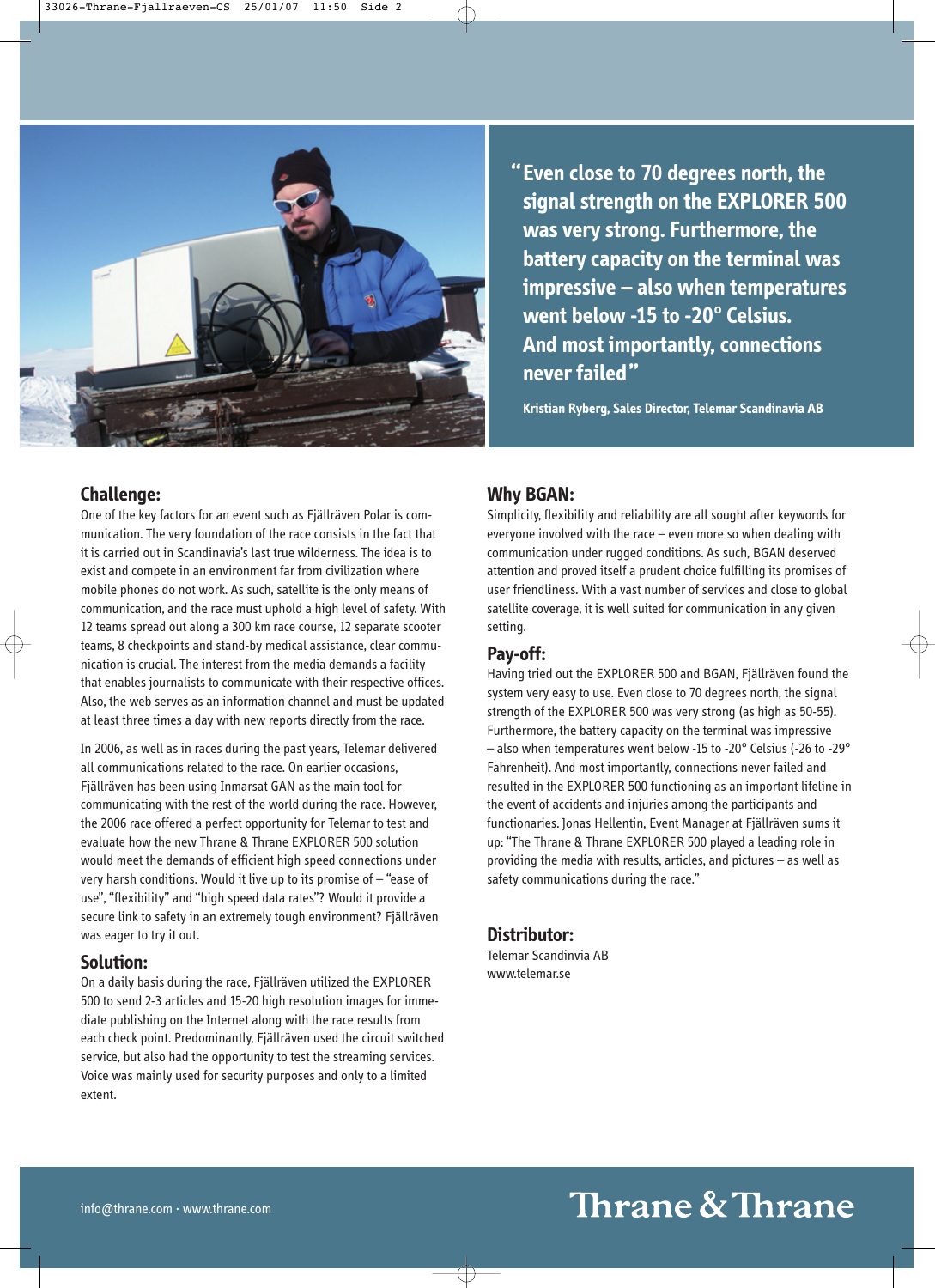"Even close to 70 degrees north, the signal strength on the EXPLORER 500 was very strong. Furthermore, the battery capacity on the terminal was impressive – also when temperatures went below -15 to -20° Celsius. And most importantly, connections never failed"

**Kristian Ryberg, Sales Director, Telemar Scandinavia AB**

## Challenge:

One of the key factors for an event such as Fjällräven Polar is communication. The very foundation of the race consists in the fact that it is carried out in Scandinavia's last true wilderness. The idea is to exist and compete in an environment far from civilization where mobile phones do not work. As such, satellite is the only means of communication, and the race must uphold a high level of safety. With 12 teams spread out along a 300 km race course, 12 separate scooter teams, 8 checkpoints and stand-by medical assistance, clear communication is crucial. The interest from the media demands a facility that enables journalists to communicate with their respective offices. Also, the web serves as an information channel and must be updated at least three times a day with new reports directly from the race.

In 2006, as well as in races during the past years, Telemar delivered all communications related to the race. On earlier occasions, Fjällräven has been using Inmarsat GAN as the main tool for communicating with the rest of the world during the race. However, the 2006 race offered a perfect opportunity for Telemar to test and evaluate how the new Thrane & Thrane EXPLORER 500 solution would meet the demands of efficient high speed connections under very harsh conditions. Would it live up to its promise of – "ease of use", "flexibility" and "high speed data rates"? Would it provide a secure link to safety in an extremely tough environment? Fjällräven was eager to try it out.

## Solution:

On a daily basis during the race, Fjällräven utilized the EXPLORER 500 to send 2-3 articles and 15-20 high resolution images for immediate publishing on the Internet along with the race results from each check point. Predominantly, Fjällräven used the circuit switched service, but also had the opportunity to test the streaming services. Voice was mainly used for security purposes and only to a limited extent.

## Why BGAN:

Simplicity, flexibility and reliability are all sought after keywords for everyone involved with the race – even more so when dealing with communication under rugged conditions. As such, BGAN deserved attention and proved itself a prudent choice fulfilling its promises of user friendliness. With a vast number of services and close to global satellite coverage, it is well suited for communication in any given setting.

## Pay-off:

Having tried out the EXPLORER 500 and BGAN, Fjällräven found the system very easy to use. Even close to 70 degrees north, the signal strength of the EXPLORER 500 was very strong (as high as 50-55). Furthermore, the battery capacity on the terminal was impressive – also when temperatures went below -15 to -20° Celsius (-26 to -29° Fahrenheit). And most importantly, connections never failed and resulted in the EXPLORER 500 functioning as an important lifeline in the event of accidents and injuries among the participants and functionaries. Jonas Hellentin, Event Manager at Fjällräven sums it up: "The Thrane & Thrane EXPLORER 500 played a leading role in providing the media with results, articles, and pictures – as well as safety communications during the race."

## Distributor:

Telemar Scandinvia AB
www.telemar.se

info@thrane.com · www.thrane.com

Thrane & Thrane